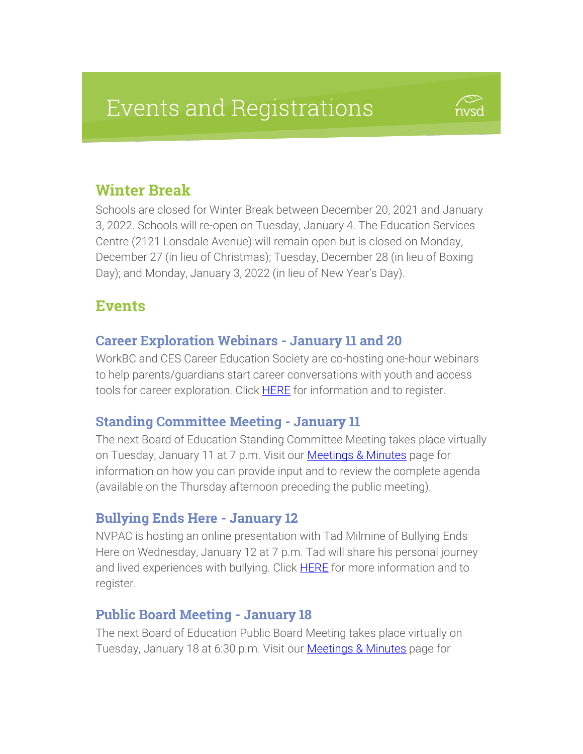# Events and Registrations

## Winter Break

Schools are closed for Winter Break between December 20, 2021 and January 3, 2022. Schools will re-open on Tuesday, January 4. The Education Services Centre (2121 Lonsdale Avenue) will remain open but is closed on Monday, December 27 (in lieu of Christmas); Tuesday, December 28 (in lieu of Boxing Day); and Monday, January 3, 2022 (in lieu of New Year's Day).

## Events

### Career Exploration Webinars - January 11 and 20

WorkBC and CES Career Education Society are co-hosting one-hour webinars to help parents/guardians start career conversations with youth and access tools for career exploration. Click HERE for information and to register.

### Standing Committee Meeting - January 11

The next Board of Education Standing Committee Meeting takes place virtually on Tuesday, January 11 at 7 p.m. Visit our Meetings & Minutes page for information on how you can provide input and to review the complete agenda (available on the Thursday afternoon preceding the public meeting).

### Bullying Ends Here - January 12

NVPAC is hosting an online presentation with Tad Milmine of Bullying Ends Here on Wednesday, January 12 at 7 p.m. Tad will share his personal journey and lived experiences with bullying. Click HERE for more information and to register.

### Public Board Meeting - January 18

The next Board of Education Public Board Meeting takes place virtually on Tuesday, January 18 at 6:30 p.m. Visit our Meetings & Minutes page for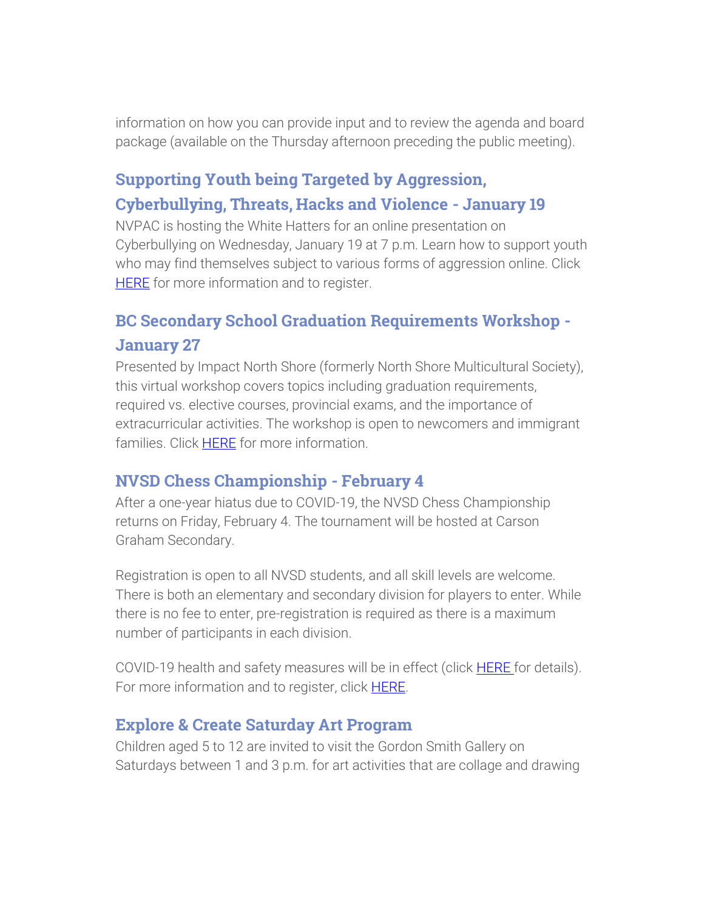information on how you can provide input and to review the agenda and board package (available on the Thursday afternoon preceding the public meeting).

### Supporting Youth being Targeted by Aggression, Cyberbullying, Threats, Hacks and Violence - January 19

NVPAC is hosting the White Hatters for an online presentation on Cyberbullying on Wednesday, January 19 at 7 p.m. Learn how to support youth who may find themselves subject to various forms of aggression online. Click HERE for more information and to register.

### BC Secondary School Graduation Requirements Workshop - January 27

Presented by Impact North Shore (formerly North Shore Multicultural Society), this virtual workshop covers topics including graduation requirements, required vs. elective courses, provincial exams, and the importance of extracurricular activities. The workshop is open to newcomers and immigrant families. Click HERE for more information.

### NVSD Chess Championship - February 4

After a one-year hiatus due to COVID-19, the NVSD Chess Championship returns on Friday, February 4. The tournament will be hosted at Carson Graham Secondary.

Registration is open to all NVSD students, and all skill levels are welcome. There is both an elementary and secondary division for players to enter. While there is no fee to enter, pre-registration is required as there is a maximum number of participants in each division.

COVID-19 health and safety measures will be in effect (click HERE for details). For more information and to register, click HERE.

### Explore & Create Saturday Art Program

Children aged 5 to 12 are invited to visit the Gordon Smith Gallery on Saturdays between 1 and 3 p.m. for art activities that are collage and drawing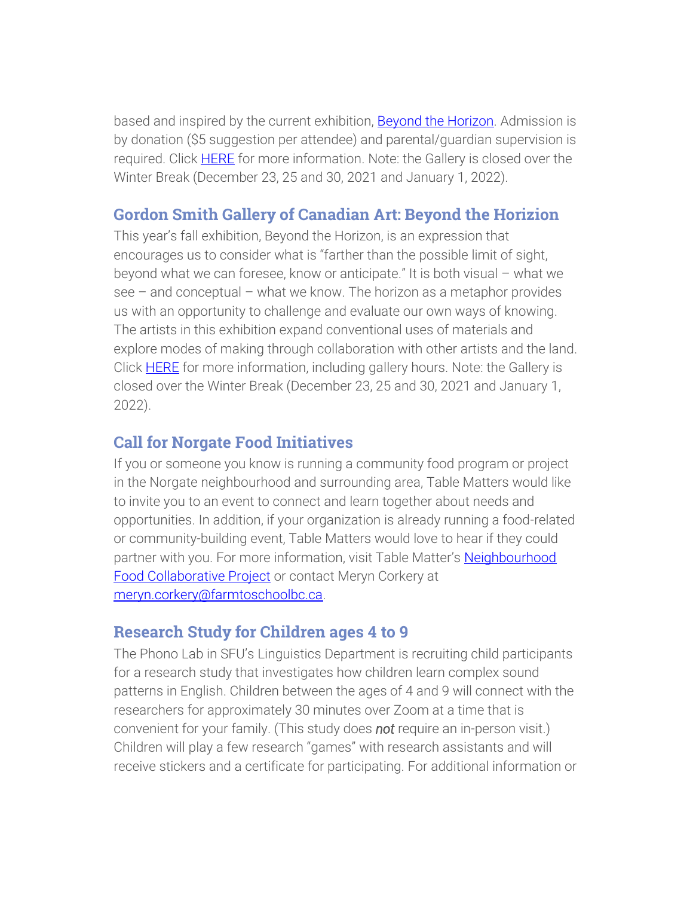based and inspired by the current exhibition, [Beyond the Horizon](). Admission is by donation ($5 suggestion per attendee) and parental/guardian supervision is required. Click [HERE]() for more information. Note: the Gallery is closed over the Winter Break (December 23, 25 and 30, 2021 and January 1, 2022).

### Gordon Smith Gallery of Canadian Art: Beyond the Horizion

This year's fall exhibition, Beyond the Horizon, is an expression that encourages us to consider what is "farther than the possible limit of sight, beyond what we can foresee, know or anticipate." It is both visual – what we see – and conceptual – what we know. The horizon as a metaphor provides us with an opportunity to challenge and evaluate our own ways of knowing. The artists in this exhibition expand conventional uses of materials and explore modes of making through collaboration with other artists and the land. Click [HERE]() for more information, including gallery hours. Note: the Gallery is closed over the Winter Break (December 23, 25 and 30, 2021 and January 1, 2022).

### Call for Norgate Food Initiatives

If you or someone you know is running a community food program or project in the Norgate neighbourhood and surrounding area, Table Matters would like to invite you to an event to connect and learn together about needs and opportunities. In addition, if your organization is already running a food-related or community-building event, Table Matters would love to hear if they could partner with you. For more information, visit Table Matter's [Neighbourhood Food Collaborative Project]() or contact Meryn Corkery at [meryn.corkery@farmtoschoolbc.ca]().

### Research Study for Children ages 4 to 9

The Phono Lab in SFU's Linguistics Department is recruiting child participants for a research study that investigates how children learn complex sound patterns in English. Children between the ages of 4 and 9 will connect with the researchers for approximately 30 minutes over Zoom at a time that is convenient for your family. (This study does ***not*** require an in-person visit.) Children will play a few research "games" with research assistants and will receive stickers and a certificate for participating. For additional information or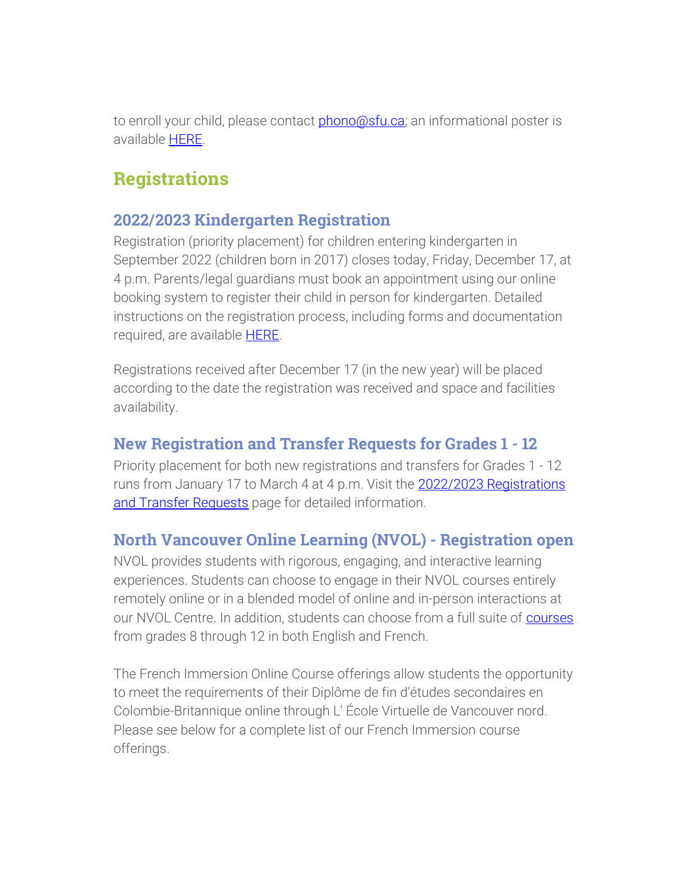to enroll your child, please contact phono@sfu.ca; an informational poster is available HERE.

## Registrations

### 2022/2023 Kindergarten Registration

Registration (priority placement) for children entering kindergarten in September 2022 (children born in 2017) closes today, Friday, December 17, at 4 p.m. Parents/legal guardians must book an appointment using our online booking system to register their child in person for kindergarten. Detailed instructions on the registration process, including forms and documentation required, are available HERE.

Registrations received after December 17 (in the new year) will be placed according to the date the registration was received and space and facilities availability.

### New Registration and Transfer Requests for Grades 1 - 12

Priority placement for both new registrations and transfers for Grades 1 - 12 runs from January 17 to March 4 at 4 p.m. Visit the 2022/2023 Registrations and Transfer Requests page for detailed information.

### North Vancouver Online Learning (NVOL) - Registration open

NVOL provides students with rigorous, engaging, and interactive learning experiences. Students can choose to engage in their NVOL courses entirely remotely online or in a blended model of online and in-person interactions at our NVOL Centre. In addition, students can choose from a full suite of courses from grades 8 through 12 in both English and French.

The French Immersion Online Course offerings allow students the opportunity to meet the requirements of their Diplôme de fin d'études secondaires en Colombie-Britannique online through L' École Virtuelle de Vancouver nord. Please see below for a complete list of our French Immersion course offerings.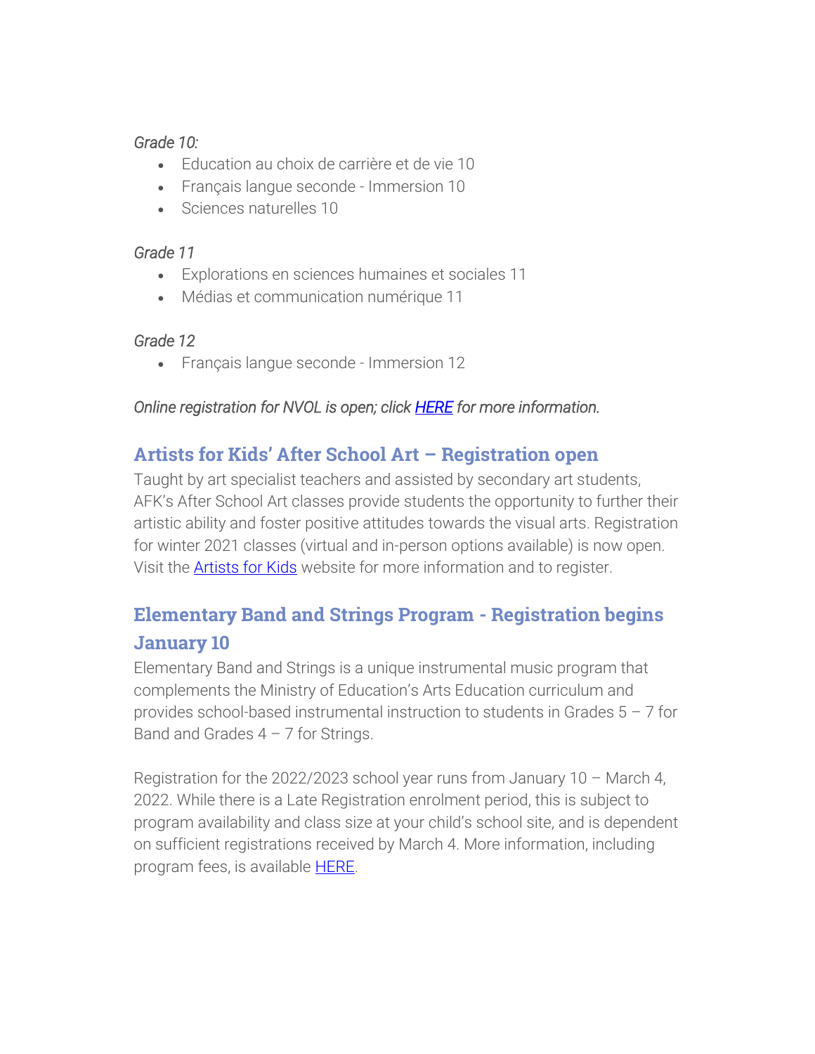*Grade 10:*

- Education au choix de carrière et de vie 10
- Français langue seconde - Immersion 10
- Sciences naturelles 10

*Grade 11*

- Explorations en sciences humaines et sociales 11
- Médias et communication numérique 11

*Grade 12*

- Français langue seconde - Immersion 12

*Online registration for NVOL is open; click HERE for more information.*

## Artists for Kids' After School Art – Registration open

Taught by art specialist teachers and assisted by secondary art students, AFK's After School Art classes provide students the opportunity to further their artistic ability and foster positive attitudes towards the visual arts. Registration for winter 2021 classes (virtual and in-person options available) is now open. Visit the Artists for Kids website for more information and to register.

## Elementary Band and Strings Program - Registration begins January 10

Elementary Band and Strings is a unique instrumental music program that complements the Ministry of Education's Arts Education curriculum and provides school-based instrumental instruction to students in Grades 5 – 7 for Band and Grades 4 – 7 for Strings.

Registration for the 2022/2023 school year runs from January 10 – March 4, 2022. While there is a Late Registration enrolment period, this is subject to program availability and class size at your child's school site, and is dependent on sufficient registrations received by March 4. More information, including program fees, is available HERE.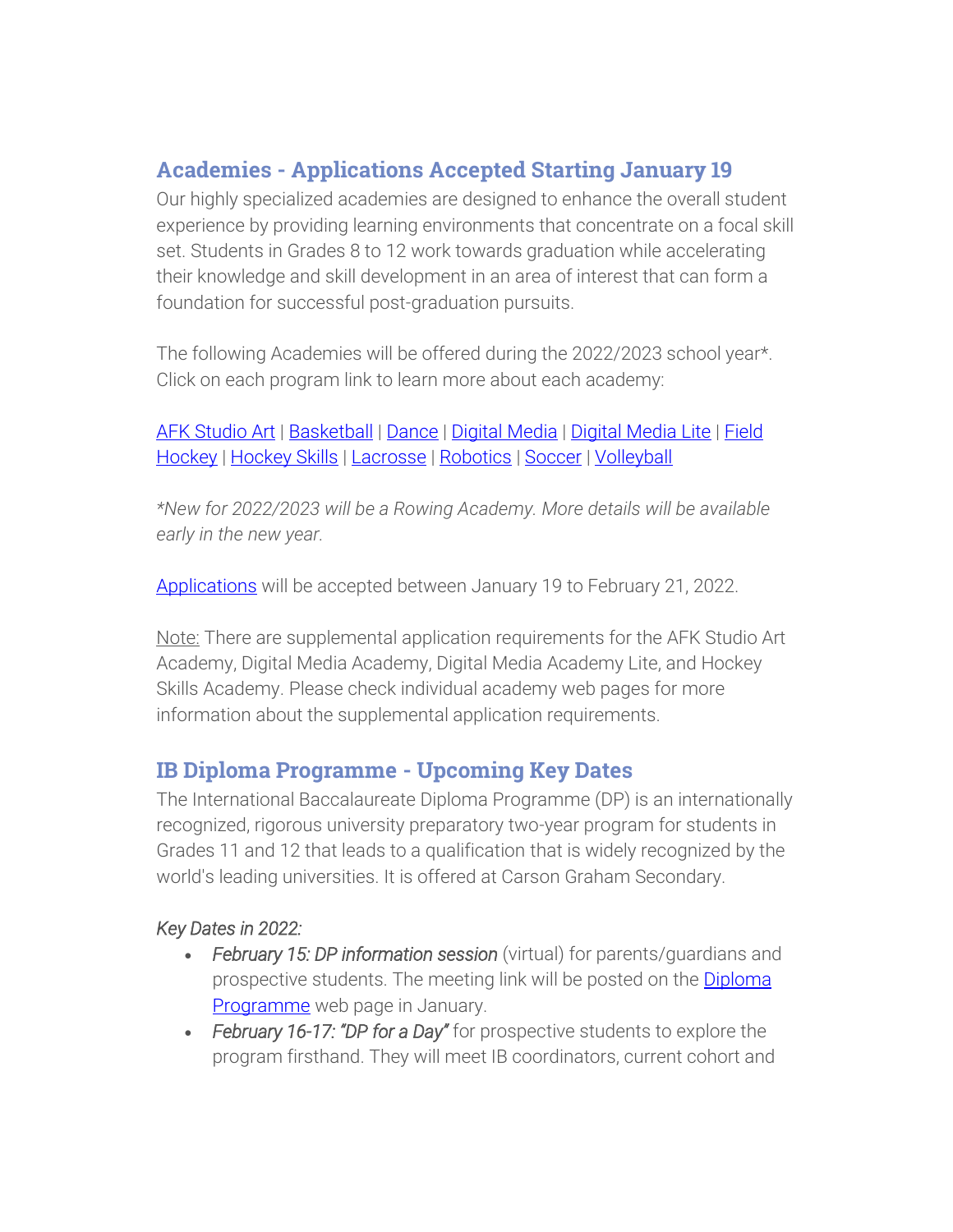## Academies - Applications Accepted Starting January 19

Our highly specialized academies are designed to enhance the overall student experience by providing learning environments that concentrate on a focal skill set. Students in Grades 8 to 12 work towards graduation while accelerating their knowledge and skill development in an area of interest that can form a foundation for successful post-graduation pursuits.

The following Academies will be offered during the 2022/2023 school year*. Click on each program link to learn more about each academy:

AFK Studio Art | Basketball | Dance | Digital Media | Digital Media Lite | Field Hockey | Hockey Skills | Lacrosse | Robotics | Soccer | Volleyball

*\*New for 2022/2023 will be a Rowing Academy. More details will be available early in the new year.*

Applications will be accepted between January 19 to February 21, 2022.

Note: There are supplemental application requirements for the AFK Studio Art Academy, Digital Media Academy, Digital Media Academy Lite, and Hockey Skills Academy. Please check individual academy web pages for more information about the supplemental application requirements.

## IB Diploma Programme - Upcoming Key Dates

The International Baccalaureate Diploma Programme (DP) is an internationally recognized, rigorous university preparatory two-year program for students in Grades 11 and 12 that leads to a qualification that is widely recognized by the world's leading universities. It is offered at Carson Graham Secondary.

*Key Dates in 2022:*

- *February 15: DP information session* (virtual) for parents/guardians and prospective students. The meeting link will be posted on the Diploma Programme web page in January.
- *February 16-17: "DP for a Day"* for prospective students to explore the program firsthand. They will meet IB coordinators, current cohort and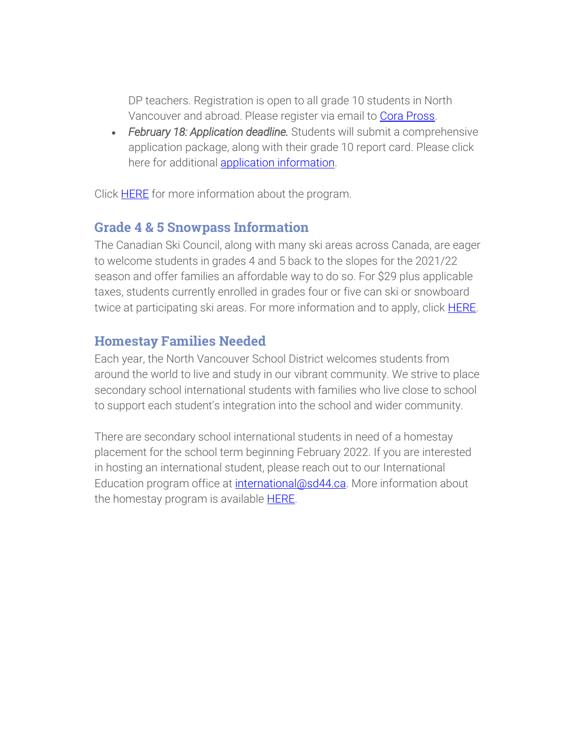DP teachers. Registration is open to all grade 10 students in North Vancouver and abroad. Please register via email to Cora Pross.

- *February 18: Application deadline.* Students will submit a comprehensive application package, along with their grade 10 report card. Please click here for additional application information.

Click HERE for more information about the program.

## Grade 4 & 5 Snowpass Information

The Canadian Ski Council, along with many ski areas across Canada, are eager to welcome students in grades 4 and 5 back to the slopes for the 2021/22 season and offer families an affordable way to do so. For $29 plus applicable taxes, students currently enrolled in grades four or five can ski or snowboard twice at participating ski areas. For more information and to apply, click HERE.

## Homestay Families Needed

Each year, the North Vancouver School District welcomes students from around the world to live and study in our vibrant community. We strive to place secondary school international students with families who live close to school to support each student's integration into the school and wider community.

There are secondary school international students in need of a homestay placement for the school term beginning February 2022. If you are interested in hosting an international student, please reach out to our International Education program office at international@sd44.ca. More information about the homestay program is available HERE.